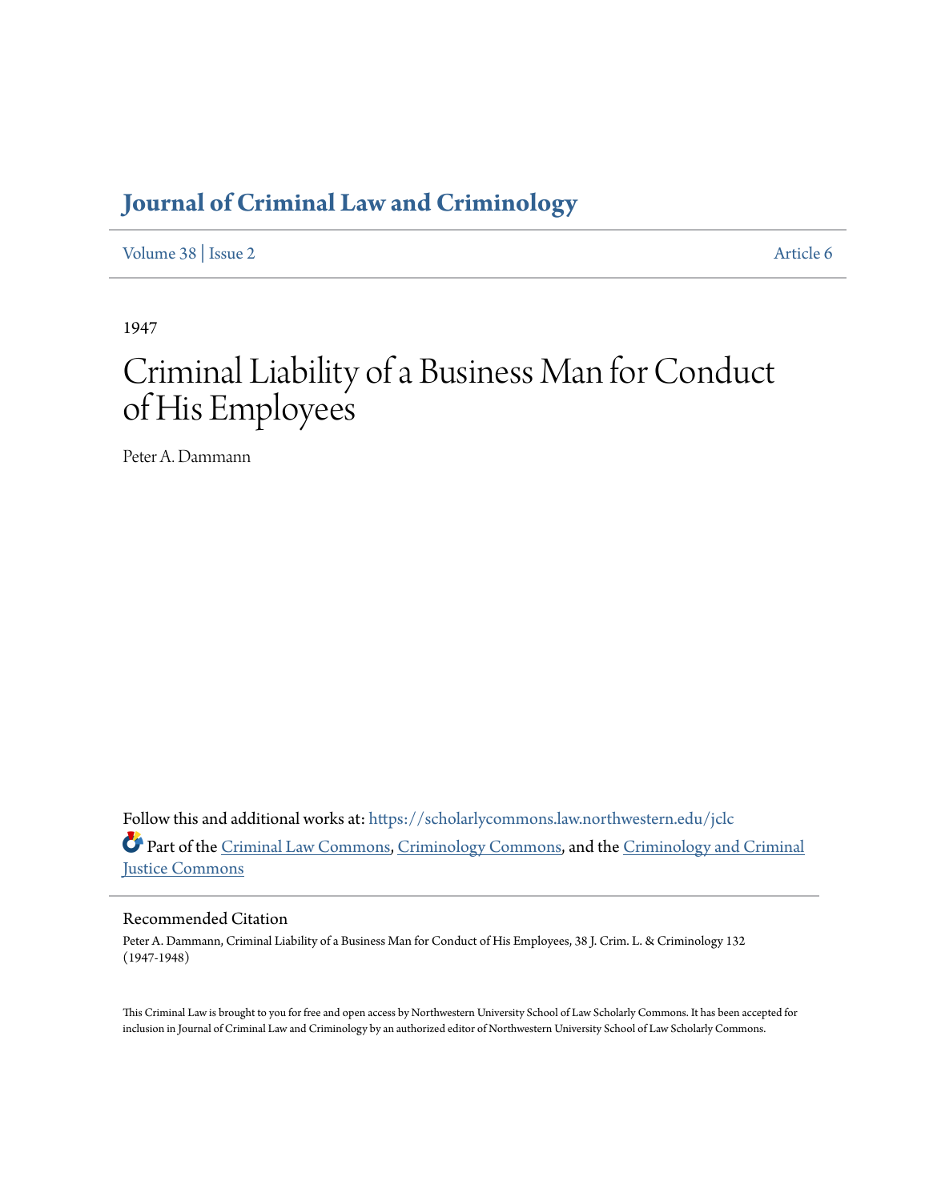# Journal of Criminal Law and Criminology

Volume 38 | Issue 2 Article 6

1947

# Criminal Liability of a Business Man for Conduct of His Employees

Peter A. Dammann

Follow this and additional works at: https://scholarlycommons.law.northwestern.edu/jclc

Part of the Criminal Law Commons, Criminology Commons, and the Criminology and Criminal Justice Commons

## Recommended Citation

Peter A. Dammann, Criminal Liability of a Business Man for Conduct of His Employees, 38 J. Crim. L. & Criminology 132 (1947-1948)

This Criminal Law is brought to you for free and open access by Northwestern University School of Law Scholarly Commons. It has been accepted for inclusion in Journal of Criminal Law and Criminology by an authorized editor of Northwestern University School of Law Scholarly Commons.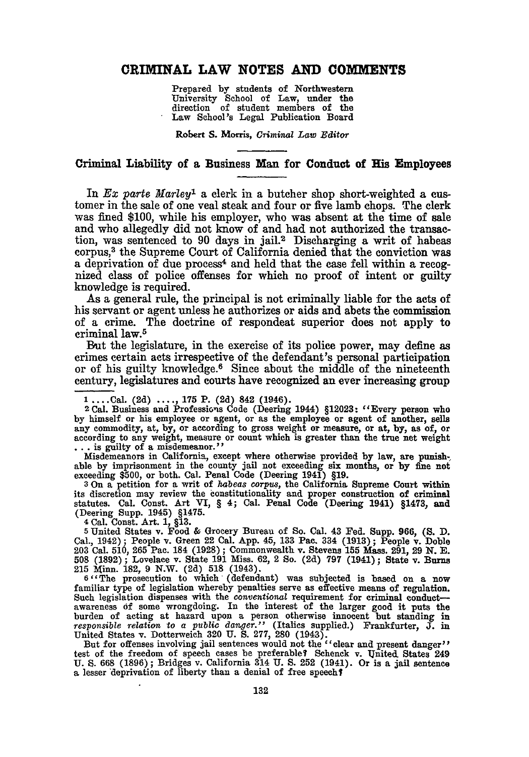# CRIMINAL LAW NOTES AND COMMENTS

Prepared by students of Northwestern University School of Law, under the direction of student members of the Law School's Legal Publication Board

Robert S. Morris, *Criminal Law Editor*

## Criminal Liability of a Business Man for Conduct of His Employees

In *Ex parte Marley*[1] a clerk in a butcher shop short-weighted a customer in the sale of one veal steak and four or five lamb chops. The clerk was fined $100, while his employer, who was absent at the time of sale and who allegedly did not know of and had not authorized the transaction, was sentenced to 90 days in jail.[2] Discharging a writ of habeas corpus,[3] the Supreme Court of California denied that the conviction was a deprivation of due process[4] and held that the case fell within a recognized class of police offenses for which no proof of intent or guilty knowledge is required.

As a general rule, the principal is not criminally liable for the acts of his servant or agent unless he authorizes or aids and abets the commission of a crime. The doctrine of respondeat superior does not apply to criminal law.[5]

But the legislature, in the exercise of its police power, may define as crimes certain acts irrespective of the defendant's personal participation or of his guilty knowledge.[6] Since about the middle of the nineteenth century, legislatures and courts have recognized an ever increasing group

---

1 ....Cal. (2d) ...., 175 P. (2d) 842 (1946).

2 Cal. Business and Professions Code (Deering 1944) §12023: "Every person who by himself or his employee or agent, or as the employee or agent of another, sells any commodity, at, by, or according to gross weight or measure, or at, by, as of, or according to any weight, measure or count which is greater than the true net weight . . . is guilty of a misdemeanor."

Misdemeanors in California, except where otherwise provided by law, are punishable by imprisonment in the county jail not exceeding six months, or by fine not exceeding $500, or both. Cal. Penal Code (Deering 1941) §19.

3 On a petition for a writ of *habeas corpus*, the California Supreme Court within its discretion may review the constitutionality and proper construction of criminal statutes. Cal. Const. Art VI, § 4; Cal. Penal Code (Deering 1941) §1473, and (Deering Supp. 1945) §1475.

4 Cal. Const. Art. 1, §13.

5 United States v. Food & Grocery Bureau of So. Cal. 43 Fed. Supp. 966, (S. D. Cal., 1942); People v. Green 22 Cal. App. 45, 133 Pac. 334 (1913); People v. Doble 203 Cal. 510, 265 Pac. 184 (1928); Commonwealth v. Stevens 155 Mass. 291, 29 N. E. 508 (1892); Lovelace v. State 191 Miss. 62, 2 So. (2d) 797 (1941); State v. Burns 215 Minn. 182, 9 N.W. (2d) 518 (1943).

6 "The prosecution to which (defendant) was subjected is based on a now familiar type of legislation whereby penalties serve as effective means of regulation. Such legislation dispenses with the *conventional* requirement for criminal conduct—awareness of some wrongdoing. In the interest of the larger good it puts the burden of acting at hazard upon a person otherwise innocent but standing in *responsible relation to a public danger.*" (Italics supplied.) Frankfurter, J. in United States v. Dotterweich 320 U. S. 277, 280 (1943).

But for offenses involving jail sentences would not the "clear and present danger" test of the freedom of speech cases be preferable? Schenck v. United States 249 U. S. 668 (1896); Bridges v. California 314 U. S. 252 (1941). Or is a jail sentence a lesser deprivation of liberty than a denial of free speech?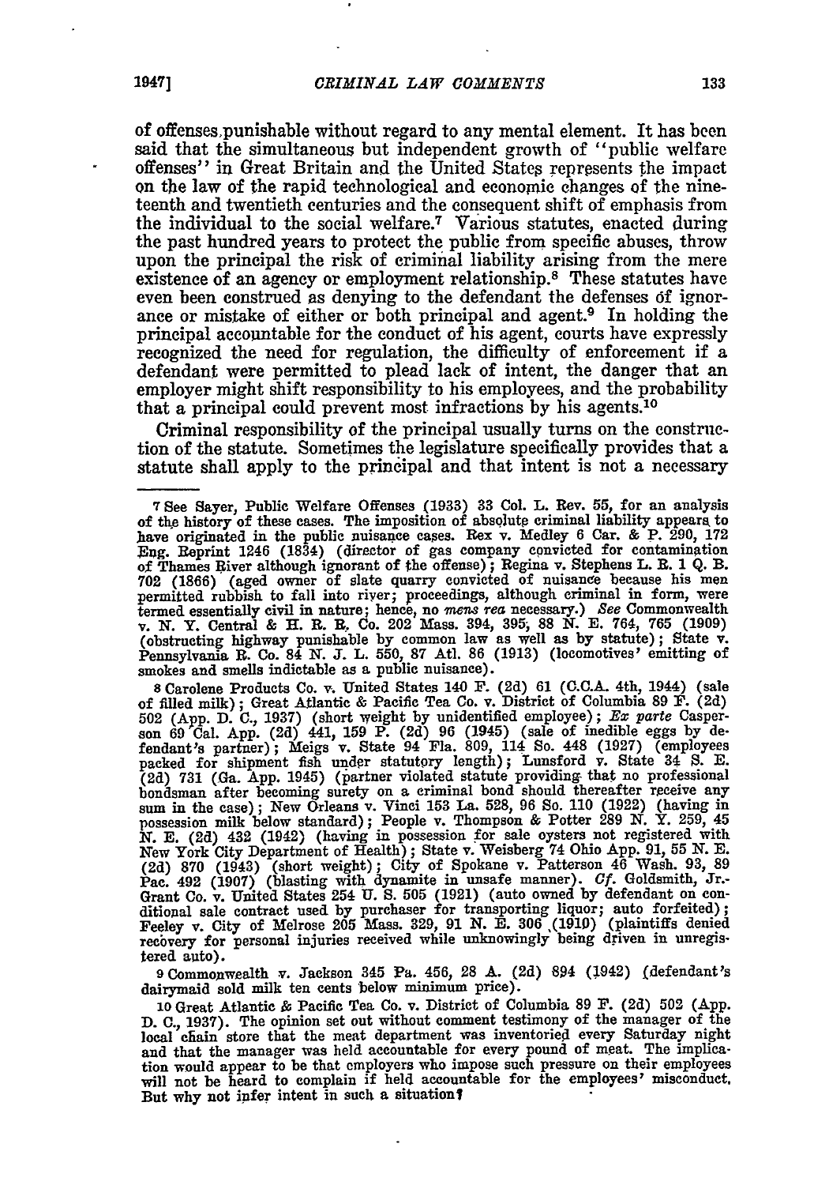of offenses punishable without regard to any mental element. It has been said that the simultaneous but independent growth of "public welfare offenses" in Great Britain and the United States represents the impact on the law of the rapid technological and economic changes of the nineteenth and twentieth centuries and the consequent shift of emphasis from the individual to the social welfare.[7] Various statutes, enacted during the past hundred years to protect the public from specific abuses, throw upon the principal the risk of criminal liability arising from the mere existence of an agency or employment relationship.[8] These statutes have even been construed as denying to the defendant the defenses of ignorance or mistake of either or both principal and agent.[9] In holding the principal accountable for the conduct of his agent, courts have expressly recognized the need for regulation, the difficulty of enforcement if a defendant were permitted to plead lack of intent, the danger that an employer might shift responsibility to his employees, and the probability that a principal could prevent most infractions by his agents.[10]

Criminal responsibility of the principal usually turns on the construction of the statute. Sometimes the legislature specifically provides that a statute shall apply to the principal and that intent is not a necessary

---

7 See Sayer, Public Welfare Offenses (1933) 33 Col. L. Rev. 55, for an analysis of the history of these cases. The imposition of absolute criminal liability appears to have originated in the public nuisance cases. Rex v. Medley 6 Car. & P. 290, 172 Eng. Reprint 1246 (1834) (director of gas company convicted for contamination of Thames River although ignorant of the offense); Regina v. Stephens L. R. 1 Q. B. 702 (1866) (aged owner of slate quarry convicted of nuisance because his men permitted rubbish to fall into river; proceedings, although criminal in form, were termed essentially civil in nature; hence, no *mens rea* necessary.) *See* Commonwealth v. N. Y. Central & H. R. R. Co. 202 Mass. 394, 395, 88 N. E. 764, 765 (1909) (obstructing highway punishable by common law as well as by statute); State v. Pennsylvania R. Co. 84 N. J. L. 550, 87 Atl. 86 (1913) (locomotives' emitting of smokes and smells indictable as a public nuisance).

8 Carolene Products Co. v. United States 140 F. (2d) 61 (C.C.A. 4th, 1944) (sale of filled milk); Great Atlantic & Pacific Tea Co. v. District of Columbia 89 F. (2d) 502 (App. D. C., 1937) (short weight by unidentified employee); *Ex parte* Casperson 69 Cal. App. (2d) 441, 159 P. (2d) 96 (1945) (sale of inedible eggs by defendant's partner); Meigs v. State 94 Fla. 809, 114 So. 448 (1927) (employees packed for shipment fish under statutory length); Lunsford v. State 34 S. E. (2d) 731 (Ga. App. 1945) (partner violated statute providing that no professional bondsman after becoming surety on a criminal bond should thereafter receive any sum in the case); New Orleans v. Vinci 153 La. 528, 96 So. 110 (1922) (having in possession milk below standard); People v. Thompson & Potter 289 N. Y. 259, 45 N. E. (2d) 432 (1942) (having in possession for sale oysters not registered with New York City Department of Health); State v. Weisberg 74 Ohio App. 91, 55 N. E. (2d) 870 (1943) (short weight); City of Spokane v. Patterson 46 Wash. 93, 89 Pac. 492 (1907) (blasting with dynamite in unsafe manner). *Cf.* Goldsmith, Jr.-Grant Co. v. United States 254 U. S. 505 (1921) (auto owned by defendant on conditional sale contract used by purchaser for transporting liquor; auto forfeited); Feeley v. City of Melrose 205 Mass. 329, 91 N. E. 306 (1910) (plaintiffs denied recovery for personal injuries received while unknowingly being driven in unregistered auto).

9 Commonwealth v. Jackson 345 Pa. 456, 28 A. (2d) 894 (1942) (defendant's dairymaid sold milk ten cents below minimum price).

10 Great Atlantic & Pacific Tea Co. v. District of Columbia 89 F. (2d) 502 (App. D. C., 1937). The opinion set out without comment testimony of the manager of the local chain store that the meat department was inventoried every Saturday night and that the manager was held accountable for every pound of meat. The implication would appear to be that employers who impose such pressure on their employees will not be heard to complain if held accountable for the employees' misconduct. But why not infer intent in such a situation?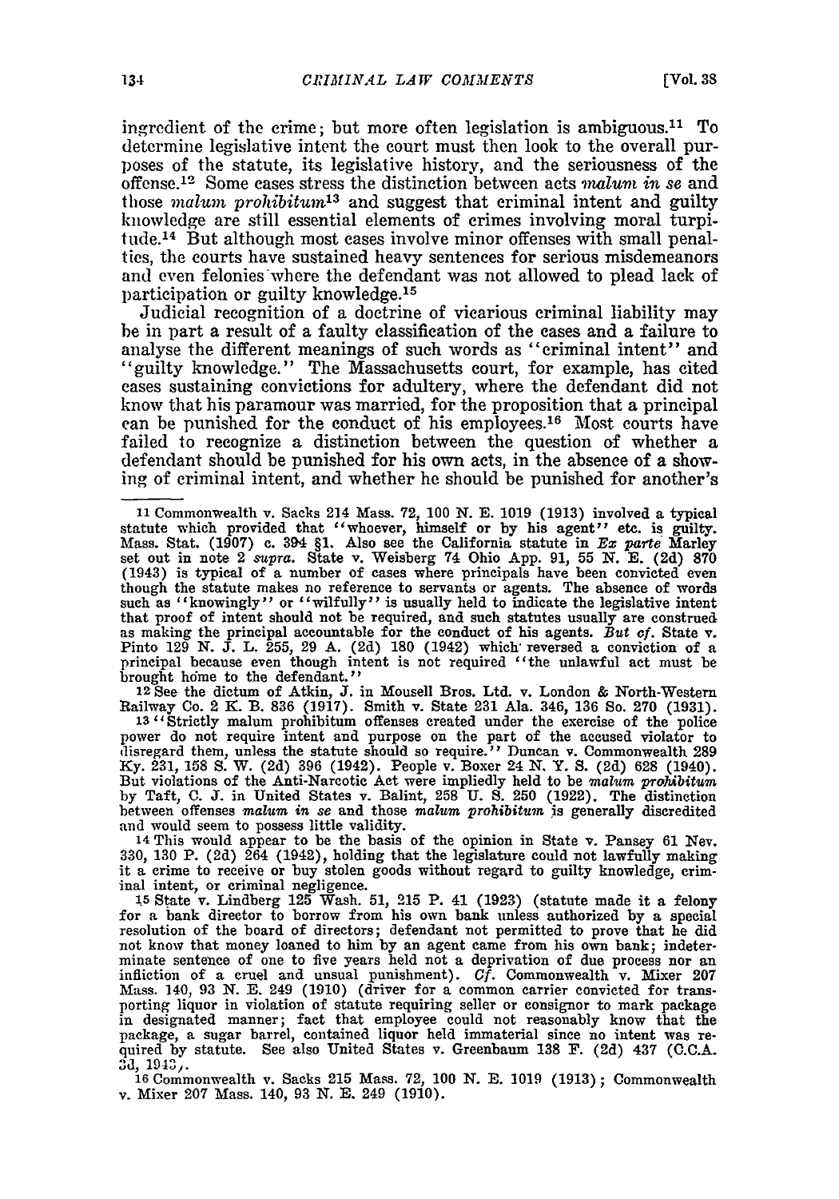ingredient of the crime; but more often legislation is ambiguous.[11] To determine legislative intent the court must then look to the overall purposes of the statute, its legislative history, and the seriousness of the offense.[12] Some cases stress the distinction between acts *malum in se* and those *malum prohibitum*[13] and suggest that criminal intent and guilty knowledge are still essential elements of crimes involving moral turpitude.[14] But although most cases involve minor offenses with small penalties, the courts have sustained heavy sentences for serious misdemeanors and even felonies where the defendant was not allowed to plead lack of participation or guilty knowledge.[15]

Judicial recognition of a doctrine of vicarious criminal liability may be in part a result of a faulty classification of the cases and a failure to analyse the different meanings of such words as "criminal intent" and "guilty knowledge." The Massachusetts court, for example, has cited cases sustaining convictions for adultery, where the defendant did not know that his paramour was married, for the proposition that a principal can be punished for the conduct of his employees.[16] Most courts have failed to recognize a distinction between the question of whether a defendant should be punished for his own acts, in the absence of a showing of criminal intent, and whether he should be punished for another's

---

11 Commonwealth v. Sacks 214 Mass. 72, 100 N. E. 1019 (1913) involved a typical statute which provided that "whoever, himself or by his agent" etc. is guilty. Mass. Stat. (1907) c. 394 §1. Also see the California statute in *Ex parte* Marley set out in note 2 *supra*. State v. Weisberg 74 Ohio App. 91, 55 N. E. (2d) 870 (1943) is typical of a number of cases where principals have been convicted even though the statute makes no reference to servants or agents. The absence of words such as "knowingly" or "wilfully" is usually held to indicate the legislative intent that proof of intent should not be required, and such statutes usually are construed as making the principal accountable for the conduct of his agents. *But cf.* State v. Pinto 129 N. J. L. 255, 29 A. (2d) 180 (1942) which reversed a conviction of a principal because even though intent is not required "the unlawful act must be brought home to the defendant."

12 See the dictum of Atkin, J. in Mousell Bros. Ltd. v. London & North-Western Railway Co. 2 K. B. 836 (1917). Smith v. State 231 Ala. 346, 136 So. 270 (1931).

13 "Strictly malum prohibitum offenses created under the exercise of the police power do not require intent and purpose on the part of the accused violator to disregard them, unless the statute should so require." Duncan v. Commonwealth 289 Ky. 231, 158 S. W. (2d) 396 (1942). People v. Boxer 24 N. Y. S. (2d) 628 (1940). But violations of the Anti-Narcotic Act were impliedly held to be *malum prohibitum* by Taft, C. J. in United States v. Balint, 258 U. S. 250 (1922). The distinction between offenses *malum in se* and those *malum prohibitum* is generally discredited and would seem to possess little validity.

14 This would appear to be the basis of the opinion in State v. Pansey 61 Nev. 330, 130 P. (2d) 264 (1942), holding that the legislature could not lawfully making it a crime to receive or buy stolen goods without regard to guilty knowledge, criminal intent, or criminal negligence.

15 State v. Lindberg 125 Wash. 51, 215 P. 41 (1923) (statute made it a felony for a bank director to borrow from his own bank unless authorized by a special resolution of the board of directors; defendant not permitted to prove that he did not know that money loaned to him by an agent came from his own bank; indeterminate sentence of one to five years held not a deprivation of due process nor an infliction of a cruel and unusual punishment). *Cf.* Commonwealth v. Mixer 207 Mass. 140, 93 N. E. 249 (1910) (driver for a common carrier convicted for transporting liquor in violation of statute requiring seller or consignor to mark package in designated manner; fact that employee could not reasonably know that the package, a sugar barrel, contained liquor held immaterial since no intent was required by statute. See also United States v. Greenbaum 138 F. (2d) 437 (C.C.A. 3d, 1943).

16 Commonwealth v. Sacks 215 Mass. 72, 100 N. E. 1019 (1913); Commonwealth v. Mixer 207 Mass. 140, 93 N. E. 249 (1910).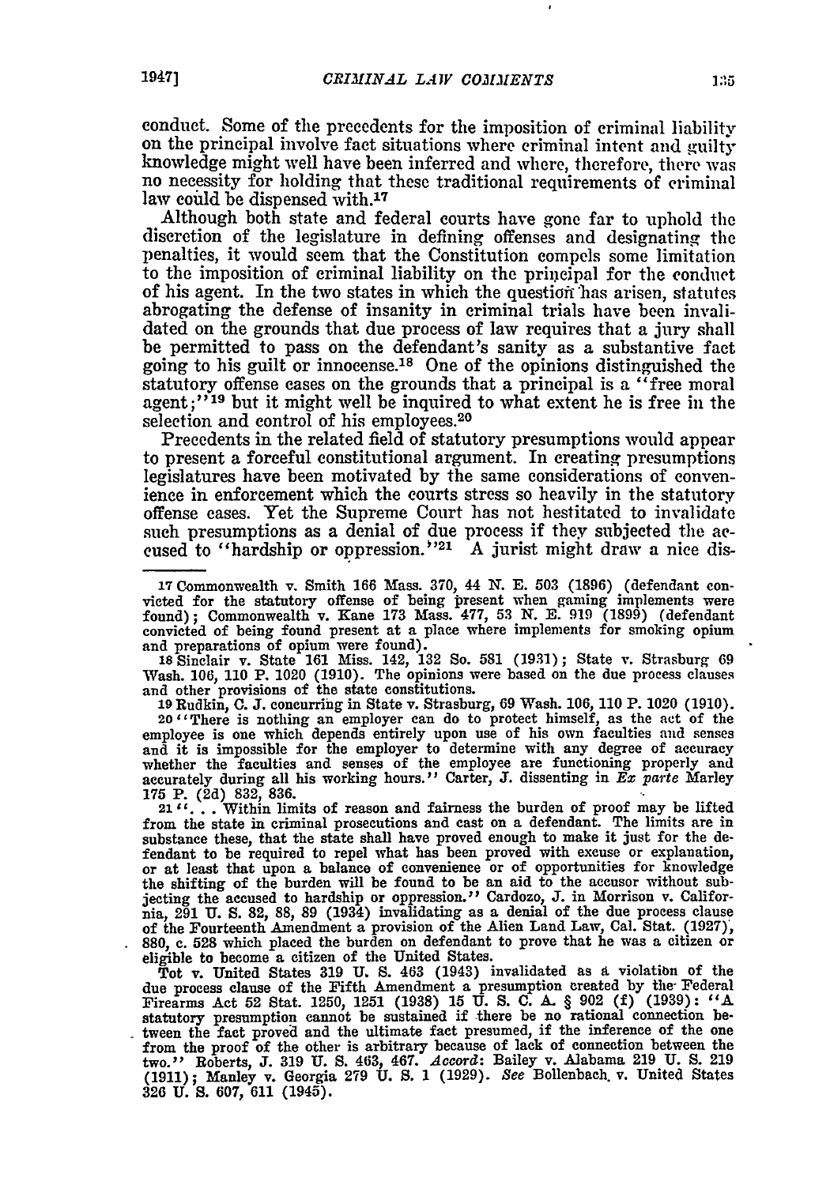conduct. Some of the precedents for the imposition of criminal liability on the principal involve fact situations where criminal intent and guilty knowledge might well have been inferred and where, therefore, there was no necessity for holding that these traditional requirements of criminal law could be dispensed with.[17]

Although both state and federal courts have gone far to uphold the discretion of the legislature in defining offenses and designating the penalties, it would seem that the Constitution compels some limitation to the imposition of criminal liability on the principal for the conduct of his agent. In the two states in which the question has arisen, statutes abrogating the defense of insanity in criminal trials have been invalidated on the grounds that due process of law requires that a jury shall be permitted to pass on the defendant's sanity as a substantive fact going to his guilt or innocense.[18] One of the opinions distinguished the statutory offense cases on the grounds that a principal is a "free moral agent;"[19] but it might well be inquired to what extent he is free in the selection and control of his employees.[20]

Precedents in the related field of statutory presumptions would appear to present a forceful constitutional argument. In creating presumptions legislatures have been motivated by the same considerations of convenience in enforcement which the courts stress so heavily in the statutory offense cases. Yet the Supreme Court has not hesitated to invalidate such presumptions as a denial of due process if they subjected the accused to "hardship or oppression."[21] A jurist might draw a nice dis-

---

17 Commonwealth v. Smith 166 Mass. 370, 44 N. E. 503 (1896) (defendant convicted for the statutory offense of being present when gaming implements were found); Commonwealth v. Kane 173 Mass. 477, 53 N. E. 919 (1899) (defendant convicted of being found present at a place where implements for smoking opium and preparations of opium were found).

18 Sinclair v. State 161 Miss. 142, 132 So. 581 (1931); State v. Strasburg 69 Wash. 106, 110 P. 1020 (1910). The opinions were based on the due process clauses and other provisions of the state constitutions.

19 Rudkin, C. J. concurring in State v. Strasburg, 69 Wash. 106, 110 P. 1020 (1910).

20 "There is nothing an employer can do to protect himself, as the act of the employee is one which depends entirely upon use of his own faculties and senses and it is impossible for the employer to determine with any degree of accuracy whether the faculties and senses of the employee are functioning properly and accurately during all his working hours." Carter, J. dissenting in *Ex parte* Marley 175 P. (2d) 832, 836.

21 ". . . Within limits of reason and fairness the burden of proof may be lifted from the state in criminal prosecutions and cast on a defendant. The limits are in substance these, that the state shall have proved enough to make it just for the defendant to be required to repel what has been proved with excuse or explanation, or at least that upon a balance of convenience or of opportunities for knowledge the shifting of the burden will be found to be an aid to the accuser without subjecting the accused to hardship or oppression." Cardozo, J. in Morrison v. California, 291 U. S. 82, 88, 89 (1934) invalidating as a denial of the due process clause of the Fourteenth Amendment a provision of the Alien Land Law, Cal. Stat. (1927), 880, c. 528 which placed the burden on defendant to prove that he was a citizen or eligible to become a citizen of the United States.

Tot v. United States 319 U. S. 463 (1943) invalidated as a violation of the due process clause of the Fifth Amendment a presumption created by the Federal Firearms Act 52 Stat. 1250, 1251 (1938) 15 U. S. C. A. § 902 (f) (1939): "A statutory presumption cannot be sustained if there be no rational connection between the fact proved and the ultimate fact presumed, if the inference of the one from the proof of the other is arbitrary because of lack of connection between the two." Roberts, J. 319 U. S. 463, 467. *Accord*: Bailey v. Alabama 219 U. S. 219 (1911); Manley v. Georgia 279 U. S. 1 (1929). *See* Bollenbach v. United States 326 U. S. 607, 611 (1945).